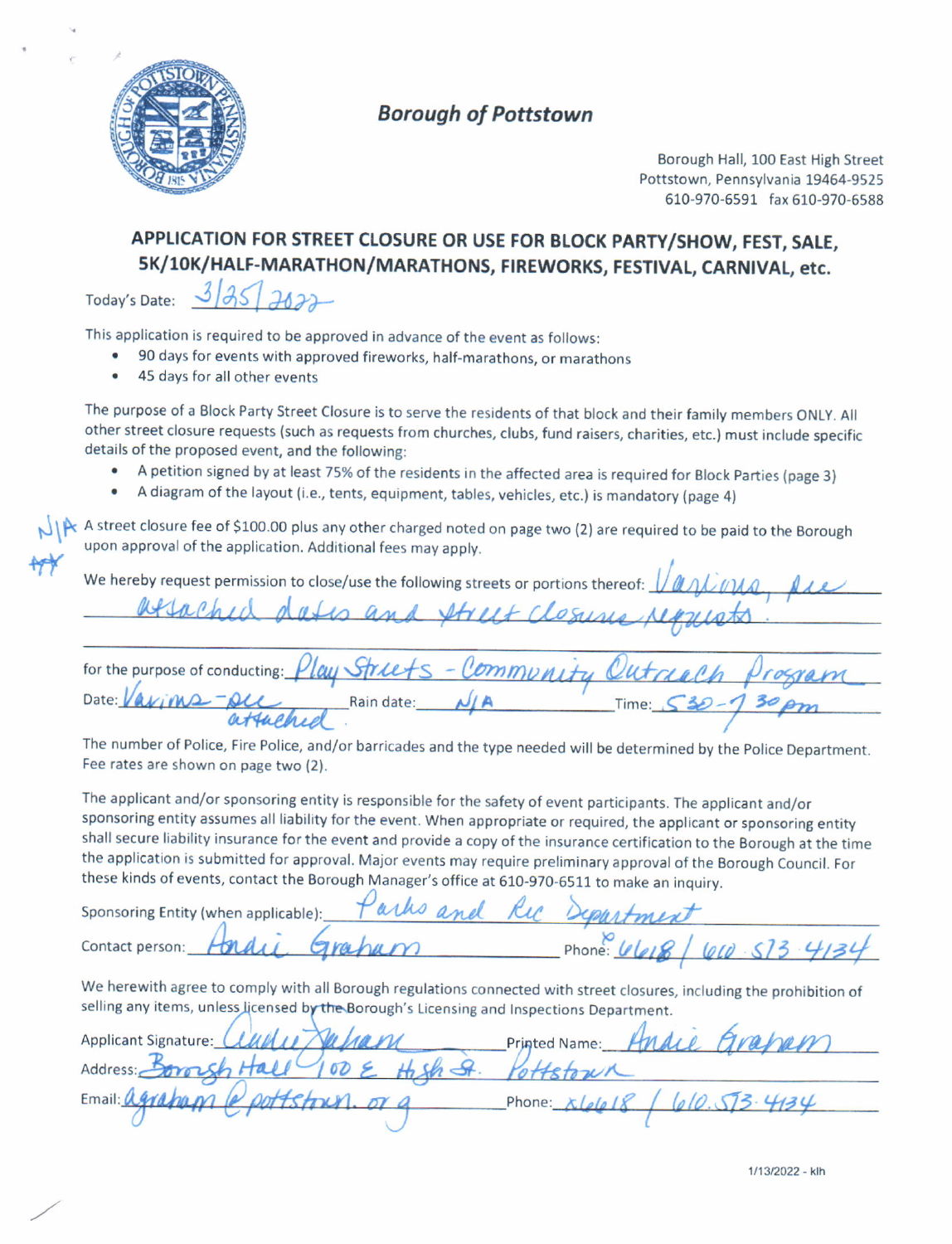# Borough of Pottstown

Borough Hall, 100 East High Street
Pottstown, Pennsylvania 19464-9525
610-970-6591 fax 610-970-6588

## APPLICATION FOR STREET CLOSURE OR USE FOR BLOCK PARTY/SHOW, FEST, SALE, 5K/10K/HALF-MARATHON/MARATHONS, FIREWORKS, FESTIVAL, CARNIVAL, etc.

Today's Date: 3/25/2022

This application is required to be approved in advance of the event as follows:

- 90 days for events with approved fireworks, half-marathons, or marathons
- 45 days for all other events

The purpose of a Block Party Street Closure is to serve the residents of that block and their family members ONLY. All other street closure requests (such as requests from churches, clubs, fund raisers, charities, etc.) must include specific details of the proposed event, and the following:

- A petition signed by at least 75% of the residents in the affected area is required for Block Parties (page 3)
- A diagram of the layout (i.e., tents, equipment, tables, vehicles, etc.) is mandatory (page 4)

N/A ** A street closure fee of $100.00 plus any other charged noted on page two (2) are required to be paid to the Borough upon approval of the application. Additional fees may apply.

We hereby request permission to close/use the following streets or portions thereof: Various, see attached dates and street closure requests.

for the purpose of conducting: Play Streets - Community Outreach Program

Date: Various - see attached Rain date: N/A Time: 5:30 - 7:30 pm

The number of Police, Fire Police, and/or barricades and the type needed will be determined by the Police Department. Fee rates are shown on page two (2).

The applicant and/or sponsoring entity is responsible for the safety of event participants. The applicant and/or sponsoring entity assumes all liability for the event. When appropriate or required, the applicant or sponsoring entity shall secure liability insurance for the event and provide a copy of the insurance certification to the Borough at the time the application is submitted for approval. Major events may require preliminary approval of the Borough Council. For these kinds of events, contact the Borough Manager's office at 610-970-6511 to make an inquiry.

Sponsoring Entity (when applicable): Parks and Rec Department

Contact person: Andie Graham Phone: x6618 / 610.573.4134

We herewith agree to comply with all Borough regulations connected with street closures, including the prohibition of selling any items, unless licensed by the Borough's Licensing and Inspections Department.

Applicant Signature: Andie Graham Printed Name: Andie Graham

Address: Borough Hall 100 E High St. Pottstown

Email: agraham@pottstown.org Phone: x6618 / 610.573.4134

1/13/2022 - klh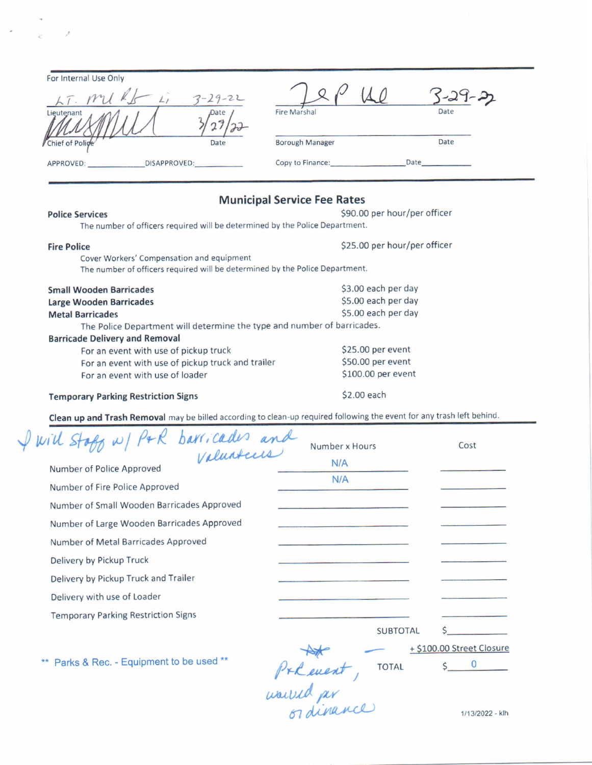For Internal Use Only

| | | | |
|---|---|---|---|
| LT. [signature] | 3-29-22 | [signature] | 3-29-22 |
| Lieutenant | Date | Fire Marshal | Date |
| [signature] | 3/29/22 | | |
| Chief of Police | Date | Borough Manager | Date |
| APPROVED: ______ | DISAPPROVED: ______ | Copy to Finance: ______ | Date ______ |

## Municipal Service Fee Rates

**Police Services** — $90.00 per hour/per officer
The number of officers required will be determined by the Police Department.

**Fire Police** — $25.00 per hour/per officer
Cover Workers' Compensation and equipment
The number of officers required will be determined by the Police Department.

**Small Wooden Barricades** — $3.00 each per day
**Large Wooden Barricades** — $5.00 each per day
**Metal Barricades** — $5.00 each per day
The Police Department will determine the type and number of barricades.

**Barricade Delivery and Removal**
- For an event with use of pickup truck — $25.00 per event
- For an event with use of pickup truck and trailer — $50.00 per event
- For an event with use of loader — $100.00 per event

**Temporary Parking Restriction Signs** — $2.00 each

**Clean up and Trash Removal** may be billed according to clean-up required following the event for any trash left behind.

*I will staff w/ P&R barricades and volunteers*

| | Number x Hours | Cost |
|---|---|---|
| Number of Police Approved | N/A | |
| Number of Fire Police Approved | N/A | |
| Number of Small Wooden Barricades Approved | | |
| Number of Large Wooden Barricades Approved | | |
| Number of Metal Barricades Approved | | |
| Delivery by Pickup Truck | | |
| Delivery by Pickup Truck and Trailer | | |
| Delivery with use of Loader | | |
| Temporary Parking Restriction Signs | | |
| | SUBTOTAL | $ |
| | + $100.00 Street Closure | |
| | TOTAL | $ 0 |

** Parks & Rec. - Equipment to be used **

*\*\* P&R event, waived per ordinance*

1/13/2022 - klh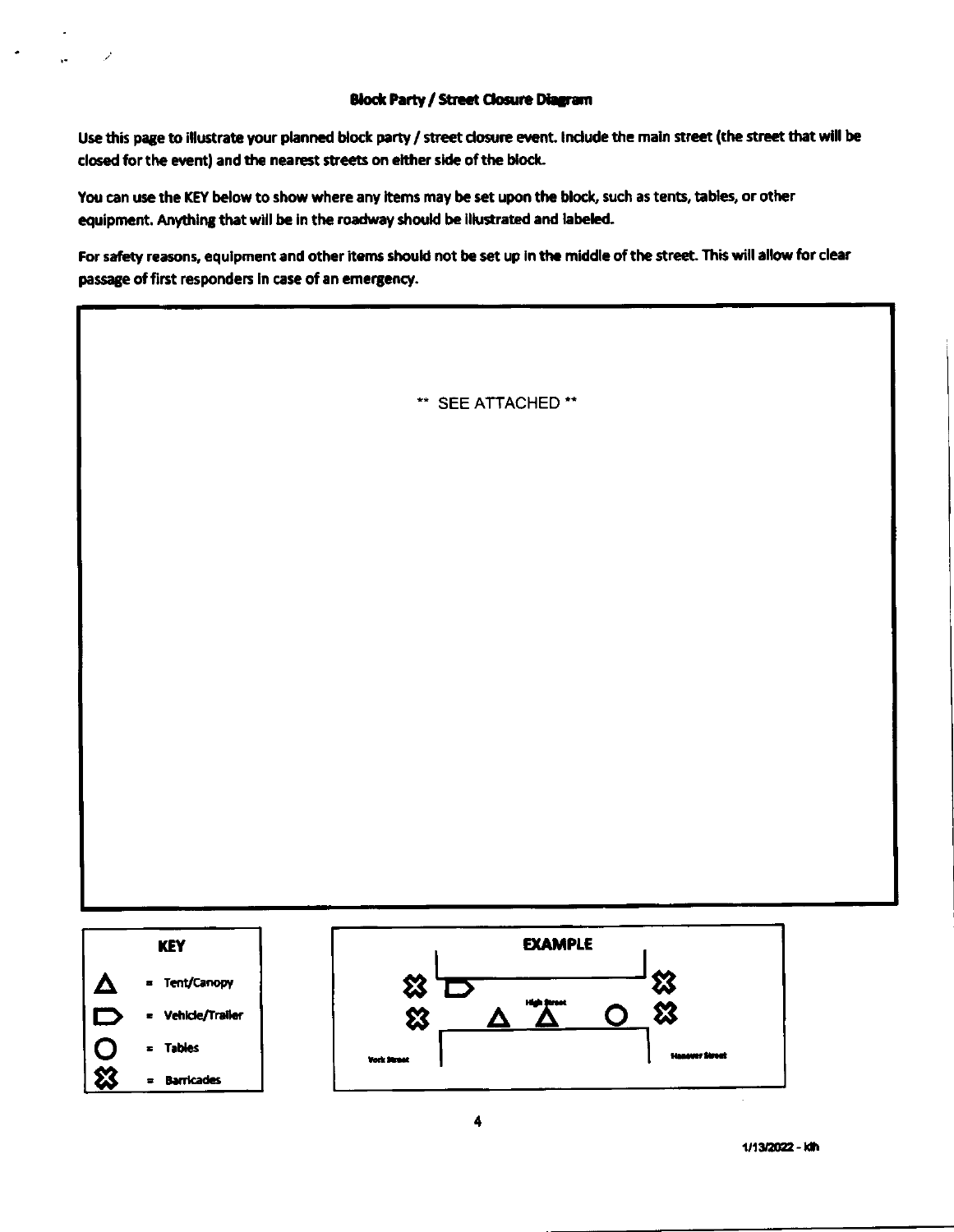## Block Party / Street Closure Diagram

Use this page to illustrate your planned block party / street closure event. Include the main street (the street that will be closed for the event) and the nearest streets on either side of the block.

You can use the KEY below to show where any items may be set upon the block, such as tents, tables, or other equipment. Anything that will be in the roadway should be illustrated and labeled.

For safety reasons, equipment and other items should not be set up in the middle of the street. This will allow for clear passage of first responders in case of an emergency.

** SEE ATTACHED **

**KEY**

- △ = Tent/Canopy
- ▷ = Vehicle/Trailer
- ○ = Tables
- ✖ = Barricades

**EXAMPLE**

High Street

York Street

Hanover Street

1/13/2022 - klh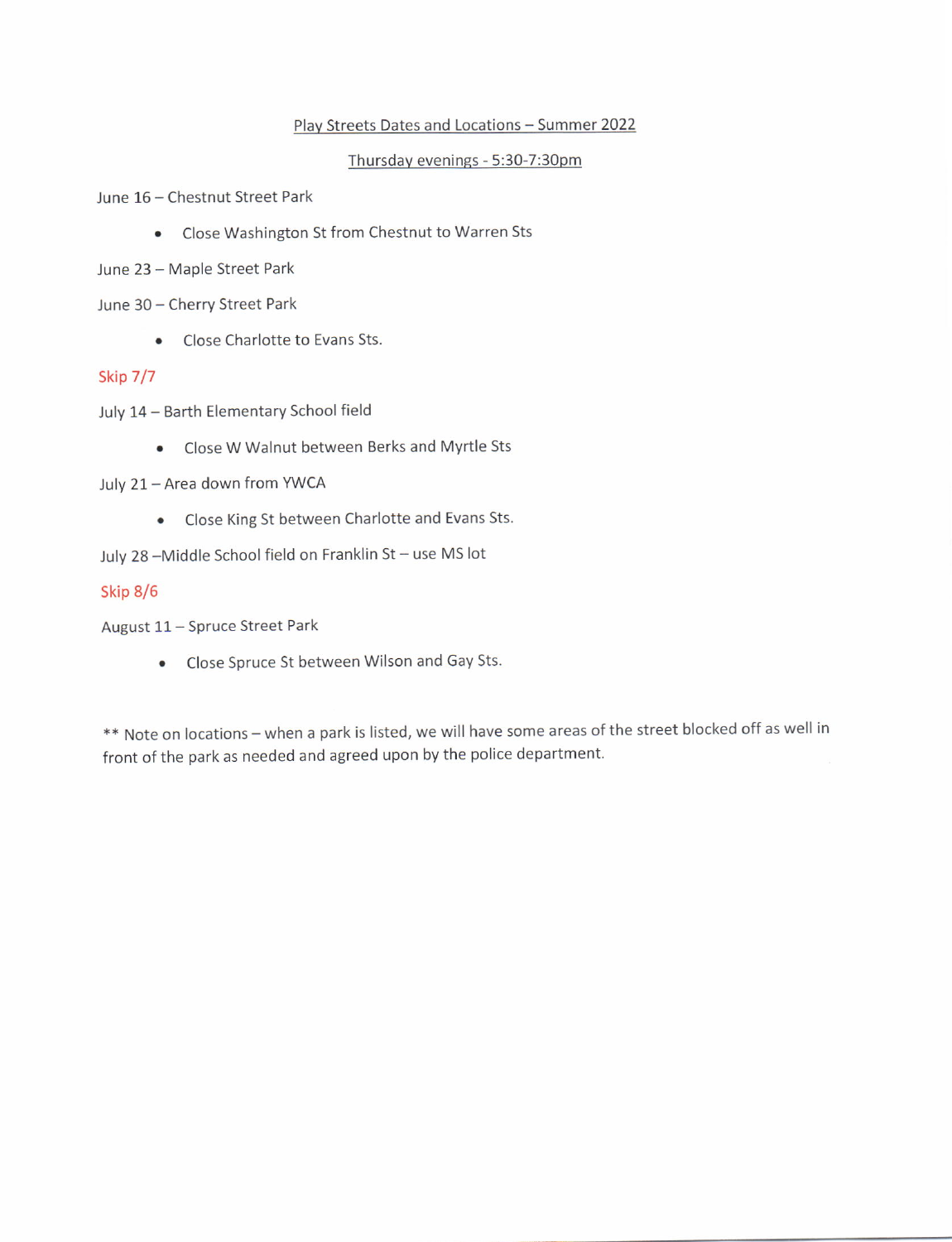## Play Streets Dates and Locations – Summer 2022

### Thursday evenings - 5:30-7:30pm

June 16 – Chestnut Street Park

- Close Washington St from Chestnut to Warren Sts

June 23 – Maple Street Park

June 30 – Cherry Street Park

- Close Charlotte to Evans Sts.

Skip 7/7

July 14 – Barth Elementary School field

- Close W Walnut between Berks and Myrtle Sts

July 21 – Area down from YWCA

- Close King St between Charlotte and Evans Sts.

July 28 –Middle School field on Franklin St – use MS lot

Skip 8/6

August 11 – Spruce Street Park

- Close Spruce St between Wilson and Gay Sts.

** Note on locations – when a park is listed, we will have some areas of the street blocked off as well in front of the park as needed and agreed upon by the police department.